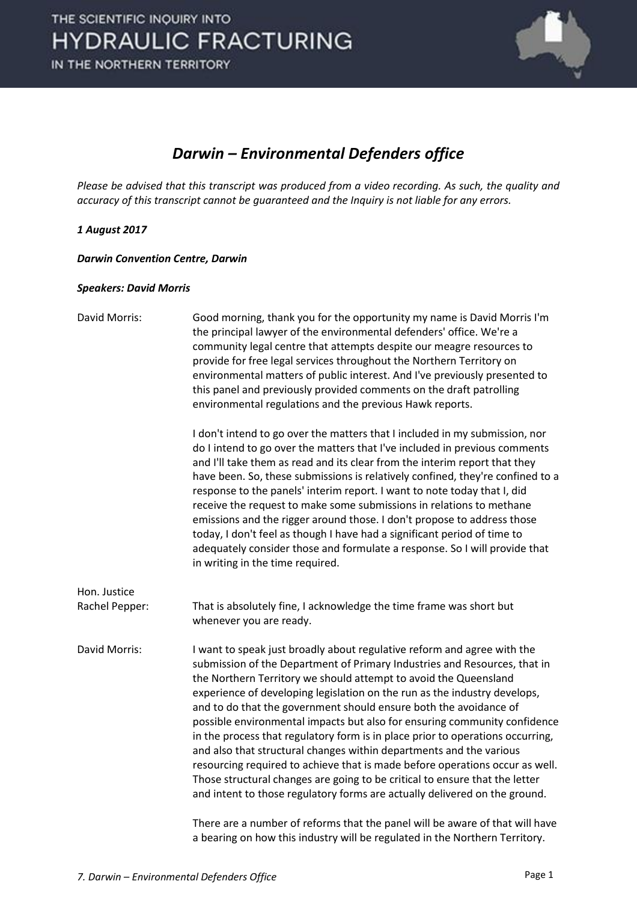# Darwin – Environmental Defenders office

*Please be advised that this transcript was produced from a video recording. As such, the quality and accuracy of this transcript cannot be guaranteed and the Inquiry is not liable for any errors.*

***1 August 2017***

***Darwin Convention Centre, Darwin***

***Speakers: David Morris***

| | |
|---|---|
| David Morris: | Good morning, thank you for the opportunity my name is David Morris I'm the principal lawyer of the environmental defenders' office. We're a community legal centre that attempts despite our meagre resources to provide for free legal services throughout the Northern Territory on environmental matters of public interest. And I've previously presented to this panel and previously provided comments on the draft patrolling environmental regulations and the previous Hawk reports.<br><br>I don't intend to go over the matters that I included in my submission, nor do I intend to go over the matters that I've included in previous comments and I'll take them as read and its clear from the interim report that they have been. So, these submissions is relatively confined, they're confined to a response to the panels' interim report. I want to note today that I, did receive the request to make some submissions in relations to methane emissions and the rigger around those. I don't propose to address those today, I don't feel as though I have had a significant period of time to adequately consider those and formulate a response. So I will provide that in writing in the time required. |
| Hon. Justice Rachel Pepper: | That is absolutely fine, I acknowledge the time frame was short but whenever you are ready. |
| David Morris: | I want to speak just broadly about regulative reform and agree with the submission of the Department of Primary Industries and Resources, that in the Northern Territory we should attempt to avoid the Queensland experience of developing legislation on the run as the industry develops, and to do that the government should ensure both the avoidance of possible environmental impacts but also for ensuring community confidence in the process that regulatory form is in place prior to operations occurring, and also that structural changes within departments and the various resourcing required to achieve that is made before operations occur as well. Those structural changes are going to be critical to ensure that the letter and intent to those regulatory forms are actually delivered on the ground.<br><br>There are a number of reforms that the panel will be aware of that will have a bearing on how this industry will be regulated in the Northern Territory. |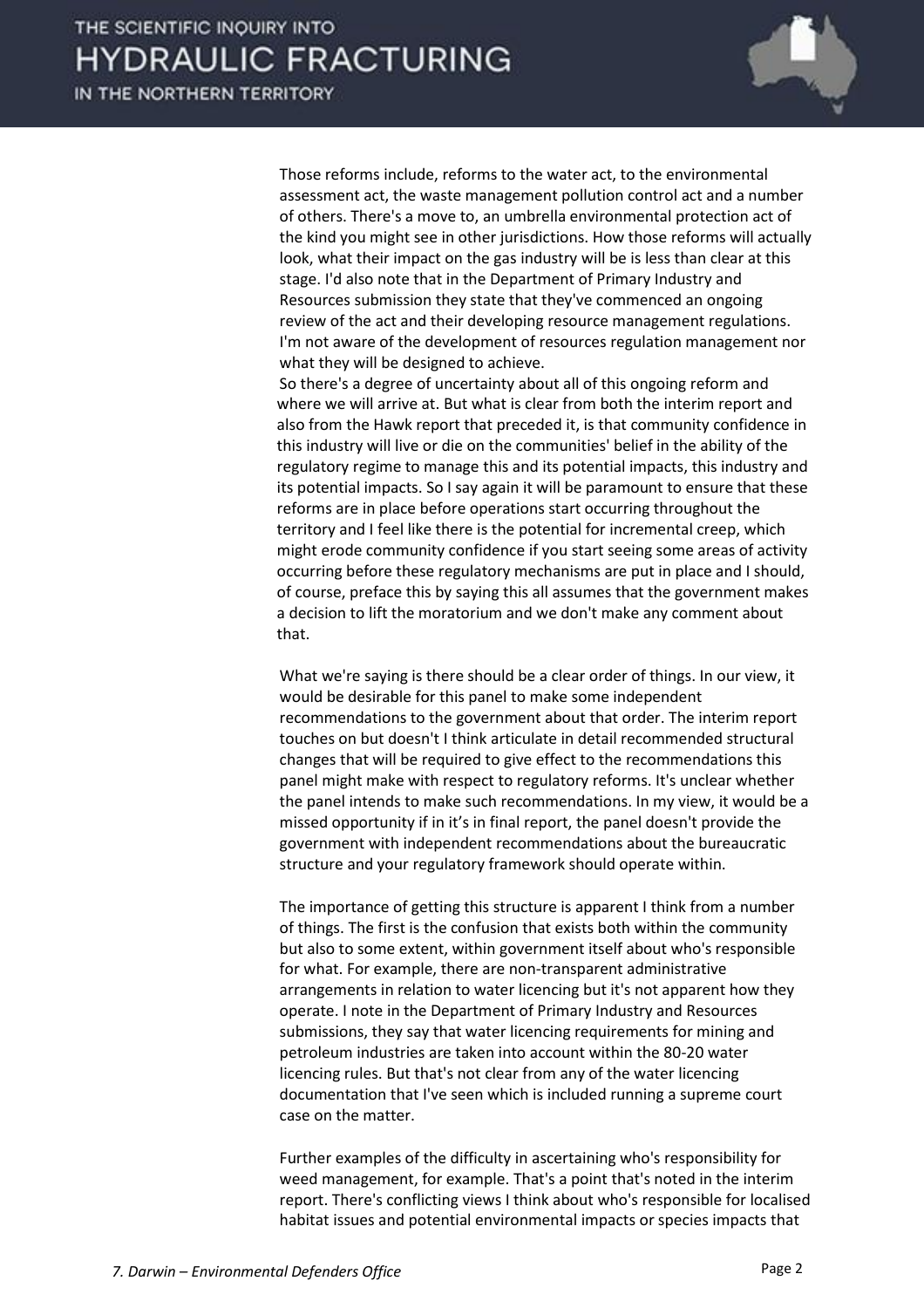Those reforms include, reforms to the water act, to the environmental assessment act, the waste management pollution control act and a number of others. There's a move to, an umbrella environmental protection act of the kind you might see in other jurisdictions. How those reforms will actually look, what their impact on the gas industry will be is less than clear at this stage. I'd also note that in the Department of Primary Industry and Resources submission they state that they've commenced an ongoing review of the act and their developing resource management regulations. I'm not aware of the development of resources regulation management nor what they will be designed to achieve.

So there's a degree of uncertainty about all of this ongoing reform and where we will arrive at. But what is clear from both the interim report and also from the Hawk report that preceded it, is that community confidence in this industry will live or die on the communities' belief in the ability of the regulatory regime to manage this and its potential impacts, this industry and its potential impacts. So I say again it will be paramount to ensure that these reforms are in place before operations start occurring throughout the territory and I feel like there is the potential for incremental creep, which might erode community confidence if you start seeing some areas of activity occurring before these regulatory mechanisms are put in place and I should, of course, preface this by saying this all assumes that the government makes a decision to lift the moratorium and we don't make any comment about that.

What we're saying is there should be a clear order of things. In our view, it would be desirable for this panel to make some independent recommendations to the government about that order. The interim report touches on but doesn't I think articulate in detail recommended structural changes that will be required to give effect to the recommendations this panel might make with respect to regulatory reforms. It's unclear whether the panel intends to make such recommendations. In my view, it would be a missed opportunity if in it's in final report, the panel doesn't provide the government with independent recommendations about the bureaucratic structure and your regulatory framework should operate within.

The importance of getting this structure is apparent I think from a number of things. The first is the confusion that exists both within the community but also to some extent, within government itself about who's responsible for what. For example, there are non-transparent administrative arrangements in relation to water licencing but it's not apparent how they operate. I note in the Department of Primary Industry and Resources submissions, they say that water licencing requirements for mining and petroleum industries are taken into account within the 80-20 water licencing rules. But that's not clear from any of the water licencing documentation that I've seen which is included running a supreme court case on the matter.

Further examples of the difficulty in ascertaining who's responsibility for weed management, for example. That's a point that's noted in the interim report. There's conflicting views I think about who's responsible for localised habitat issues and potential environmental impacts or species impacts that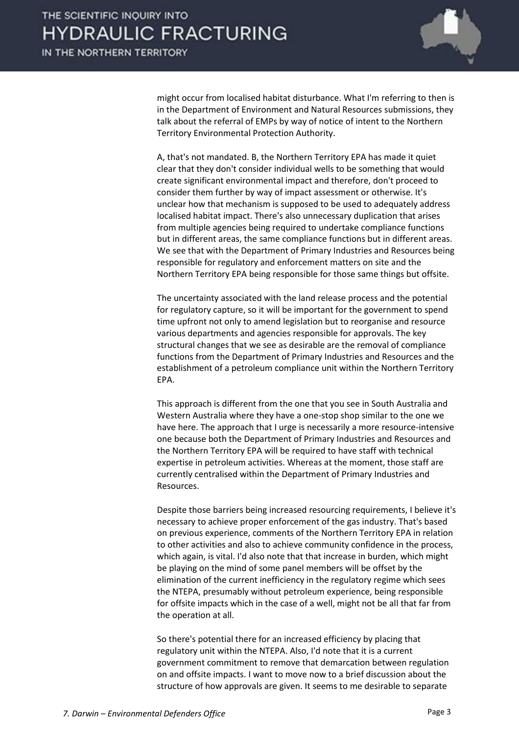might occur from localised habitat disturbance. What I'm referring to then is in the Department of Environment and Natural Resources submissions, they talk about the referral of EMPs by way of notice of intent to the Northern Territory Environmental Protection Authority.

A, that's not mandated. B, the Northern Territory EPA has made it quiet clear that they don't consider individual wells to be something that would create significant environmental impact and therefore, don't proceed to consider them further by way of impact assessment or otherwise. It's unclear how that mechanism is supposed to be used to adequately address localised habitat impact. There's also unnecessary duplication that arises from multiple agencies being required to undertake compliance functions but in different areas, the same compliance functions but in different areas. We see that with the Department of Primary Industries and Resources being responsible for regulatory and enforcement matters on site and the Northern Territory EPA being responsible for those same things but offsite.

The uncertainty associated with the land release process and the potential for regulatory capture, so it will be important for the government to spend time upfront not only to amend legislation but to reorganise and resource various departments and agencies responsible for approvals. The key structural changes that we see as desirable are the removal of compliance functions from the Department of Primary Industries and Resources and the establishment of a petroleum compliance unit within the Northern Territory EPA.

This approach is different from the one that you see in South Australia and Western Australia where they have a one-stop shop similar to the one we have here. The approach that I urge is necessarily a more resource-intensive one because both the Department of Primary Industries and Resources and the Northern Territory EPA will be required to have staff with technical expertise in petroleum activities. Whereas at the moment, those staff are currently centralised within the Department of Primary Industries and Resources.

Despite those barriers being increased resourcing requirements, I believe it's necessary to achieve proper enforcement of the gas industry. That's based on previous experience, comments of the Northern Territory EPA in relation to other activities and also to achieve community confidence in the process, which again, is vital. I'd also note that that increase in burden, which might be playing on the mind of some panel members will be offset by the elimination of the current inefficiency in the regulatory regime which sees the NTEPA, presumably without petroleum experience, being responsible for offsite impacts which in the case of a well, might not be all that far from the operation at all.

So there's potential there for an increased efficiency by placing that regulatory unit within the NTEPA. Also, I'd note that it is a current government commitment to remove that demarcation between regulation on and offsite impacts. I want to move now to a brief discussion about the structure of how approvals are given. It seems to me desirable to separate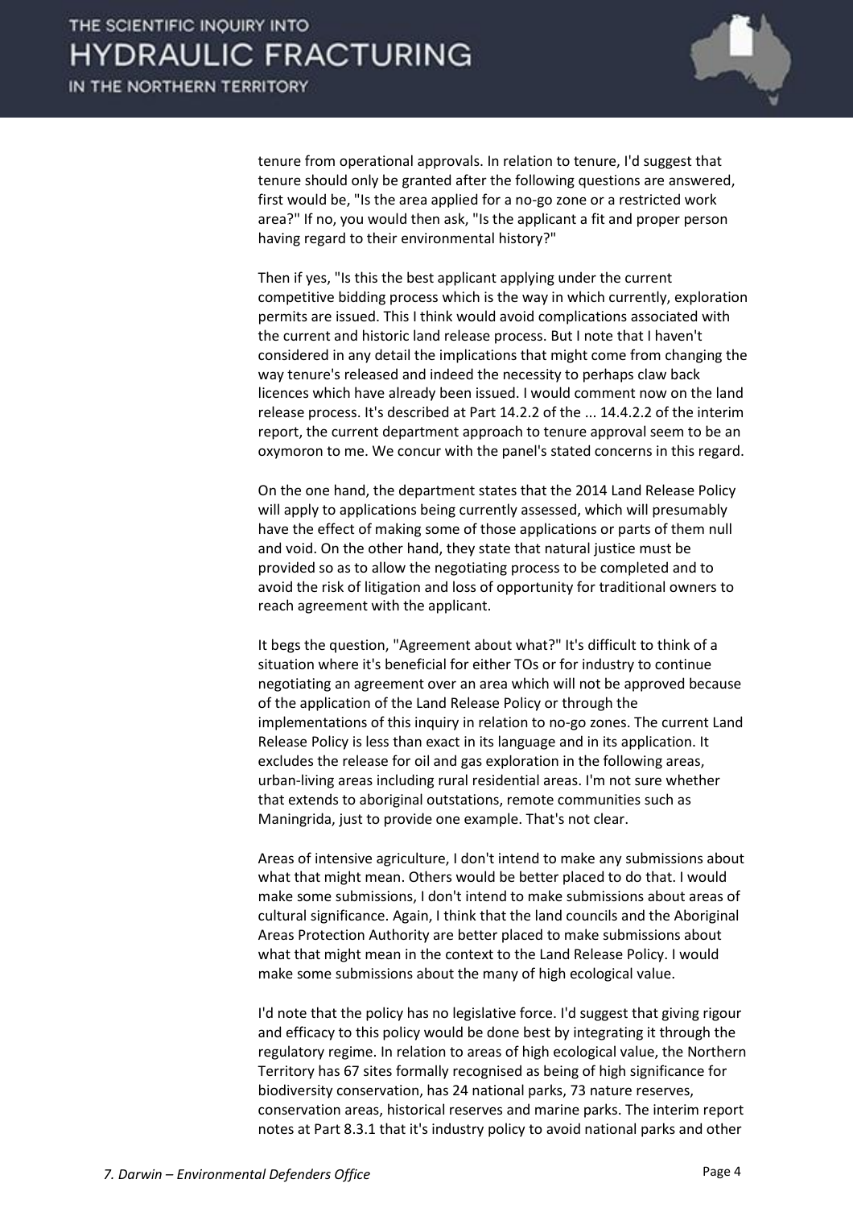tenure from operational approvals. In relation to tenure, I'd suggest that tenure should only be granted after the following questions are answered, first would be, "Is the area applied for a no-go zone or a restricted work area?" If no, you would then ask, "Is the applicant a fit and proper person having regard to their environmental history?"

Then if yes, "Is this the best applicant applying under the current competitive bidding process which is the way in which currently, exploration permits are issued. This I think would avoid complications associated with the current and historic land release process. But I note that I haven't considered in any detail the implications that might come from changing the way tenure's released and indeed the necessity to perhaps claw back licences which have already been issued. I would comment now on the land release process. It's described at Part 14.2.2 of the ... 14.4.2.2 of the interim report, the current department approach to tenure approval seem to be an oxymoron to me. We concur with the panel's stated concerns in this regard.

On the one hand, the department states that the 2014 Land Release Policy will apply to applications being currently assessed, which will presumably have the effect of making some of those applications or parts of them null and void. On the other hand, they state that natural justice must be provided so as to allow the negotiating process to be completed and to avoid the risk of litigation and loss of opportunity for traditional owners to reach agreement with the applicant.

It begs the question, "Agreement about what?" It's difficult to think of a situation where it's beneficial for either TOs or for industry to continue negotiating an agreement over an area which will not be approved because of the application of the Land Release Policy or through the implementations of this inquiry in relation to no-go zones. The current Land Release Policy is less than exact in its language and in its application. It excludes the release for oil and gas exploration in the following areas, urban-living areas including rural residential areas. I'm not sure whether that extends to aboriginal outstations, remote communities such as Maningrida, just to provide one example. That's not clear.

Areas of intensive agriculture, I don't intend to make any submissions about what that might mean. Others would be better placed to do that. I would make some submissions, I don't intend to make submissions about areas of cultural significance. Again, I think that the land councils and the Aboriginal Areas Protection Authority are better placed to make submissions about what that might mean in the context to the Land Release Policy. I would make some submissions about the many of high ecological value.

I'd note that the policy has no legislative force. I'd suggest that giving rigour and efficacy to this policy would be done best by integrating it through the regulatory regime. In relation to areas of high ecological value, the Northern Territory has 67 sites formally recognised as being of high significance for biodiversity conservation, has 24 national parks, 73 nature reserves, conservation areas, historical reserves and marine parks. The interim report notes at Part 8.3.1 that it's industry policy to avoid national parks and other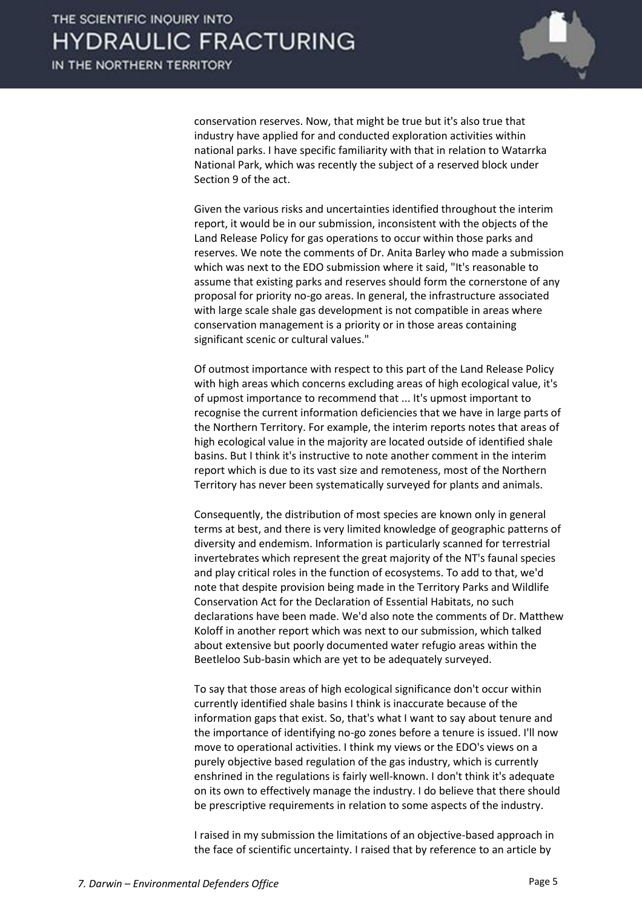conservation reserves. Now, that might be true but it's also true that industry have applied for and conducted exploration activities within national parks. I have specific familiarity with that in relation to Watarrka National Park, which was recently the subject of a reserved block under Section 9 of the act.

Given the various risks and uncertainties identified throughout the interim report, it would be in our submission, inconsistent with the objects of the Land Release Policy for gas operations to occur within those parks and reserves. We note the comments of Dr. Anita Barley who made a submission which was next to the EDO submission where it said, "It's reasonable to assume that existing parks and reserves should form the cornerstone of any proposal for priority no-go areas. In general, the infrastructure associated with large scale shale gas development is not compatible in areas where conservation management is a priority or in those areas containing significant scenic or cultural values."

Of outmost importance with respect to this part of the Land Release Policy with high areas which concerns excluding areas of high ecological value, it's of upmost importance to recommend that ... It's upmost important to recognise the current information deficiencies that we have in large parts of the Northern Territory. For example, the interim reports notes that areas of high ecological value in the majority are located outside of identified shale basins. But I think it's instructive to note another comment in the interim report which is due to its vast size and remoteness, most of the Northern Territory has never been systematically surveyed for plants and animals.

Consequently, the distribution of most species are known only in general terms at best, and there is very limited knowledge of geographic patterns of diversity and endemism. Information is particularly scanned for terrestrial invertebrates which represent the great majority of the NT's faunal species and play critical roles in the function of ecosystems. To add to that, we'd note that despite provision being made in the Territory Parks and Wildlife Conservation Act for the Declaration of Essential Habitats, no such declarations have been made. We'd also note the comments of Dr. Matthew Koloff in another report which was next to our submission, which talked about extensive but poorly documented water refugio areas within the Beetleloo Sub-basin which are yet to be adequately surveyed.

To say that those areas of high ecological significance don't occur within currently identified shale basins I think is inaccurate because of the information gaps that exist. So, that's what I want to say about tenure and the importance of identifying no-go zones before a tenure is issued. I'll now move to operational activities. I think my views or the EDO's views on a purely objective based regulation of the gas industry, which is currently enshrined in the regulations is fairly well-known. I don't think it's adequate on its own to effectively manage the industry. I do believe that there should be prescriptive requirements in relation to some aspects of the industry.

I raised in my submission the limitations of an objective-based approach in the face of scientific uncertainty. I raised that by reference to an article by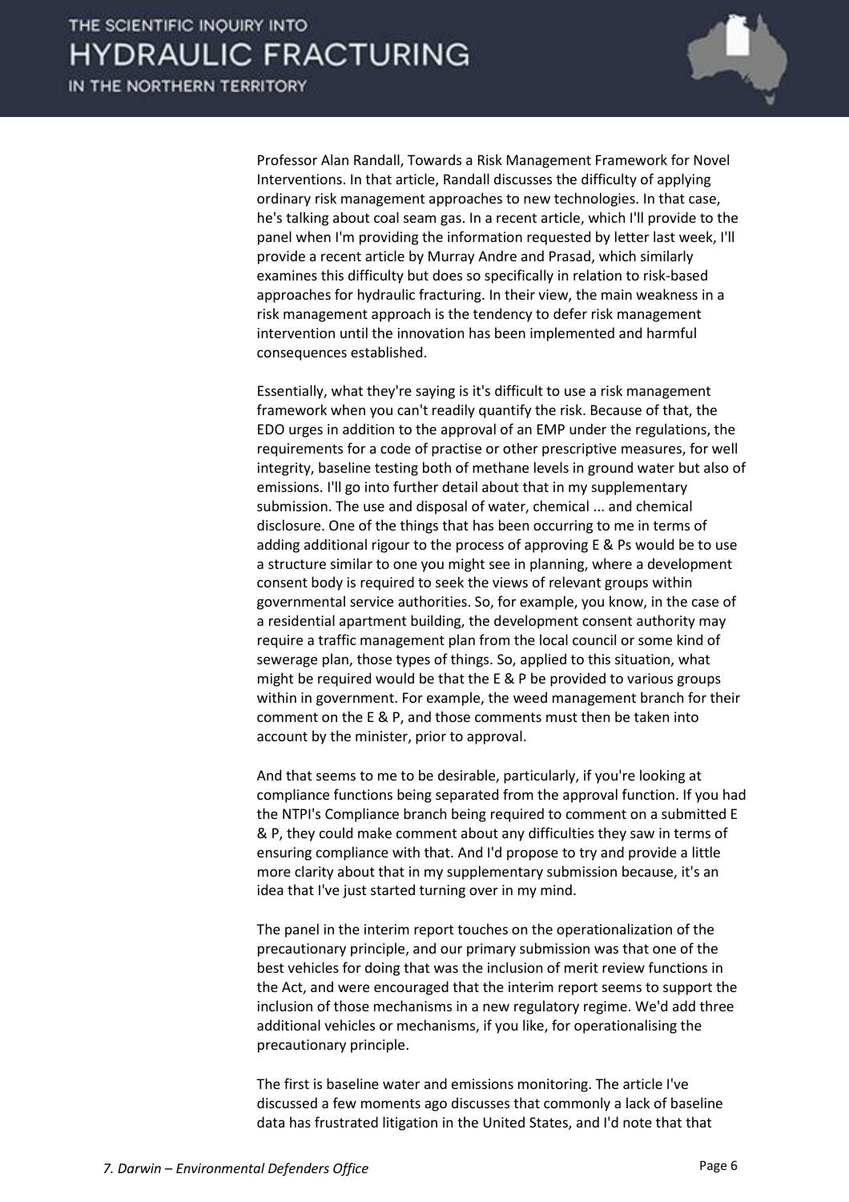Professor Alan Randall, Towards a Risk Management Framework for Novel Interventions. In that article, Randall discusses the difficulty of applying ordinary risk management approaches to new technologies. In that case, he's talking about coal seam gas. In a recent article, which I'll provide to the panel when I'm providing the information requested by letter last week, I'll provide a recent article by Murray Andre and Prasad, which similarly examines this difficulty but does so specifically in relation to risk-based approaches for hydraulic fracturing. In their view, the main weakness in a risk management approach is the tendency to defer risk management intervention until the innovation has been implemented and harmful consequences established.

Essentially, what they're saying is it's difficult to use a risk management framework when you can't readily quantify the risk. Because of that, the EDO urges in addition to the approval of an EMP under the regulations, the requirements for a code of practise or other prescriptive measures, for well integrity, baseline testing both of methane levels in ground water but also of emissions. I'll go into further detail about that in my supplementary submission. The use and disposal of water, chemical ... and chemical disclosure. One of the things that has been occurring to me in terms of adding additional rigour to the process of approving E & Ps would be to use a structure similar to one you might see in planning, where a development consent body is required to seek the views of relevant groups within governmental service authorities. So, for example, you know, in the case of a residential apartment building, the development consent authority may require a traffic management plan from the local council or some kind of sewerage plan, those types of things. So, applied to this situation, what might be required would be that the E & P be provided to various groups within in government. For example, the weed management branch for their comment on the E & P, and those comments must then be taken into account by the minister, prior to approval.

And that seems to me to be desirable, particularly, if you're looking at compliance functions being separated from the approval function. If you had the NTPI's Compliance branch being required to comment on a submitted E & P, they could make comment about any difficulties they saw in terms of ensuring compliance with that. And I'd propose to try and provide a little more clarity about that in my supplementary submission because, it's an idea that I've just started turning over in my mind.

The panel in the interim report touches on the operationalization of the precautionary principle, and our primary submission was that one of the best vehicles for doing that was the inclusion of merit review functions in the Act, and were encouraged that the interim report seems to support the inclusion of those mechanisms in a new regulatory regime. We'd add three additional vehicles or mechanisms, if you like, for operationalising the precautionary principle.

The first is baseline water and emissions monitoring. The article I've discussed a few moments ago discusses that commonly a lack of baseline data has frustrated litigation in the United States, and I'd note that that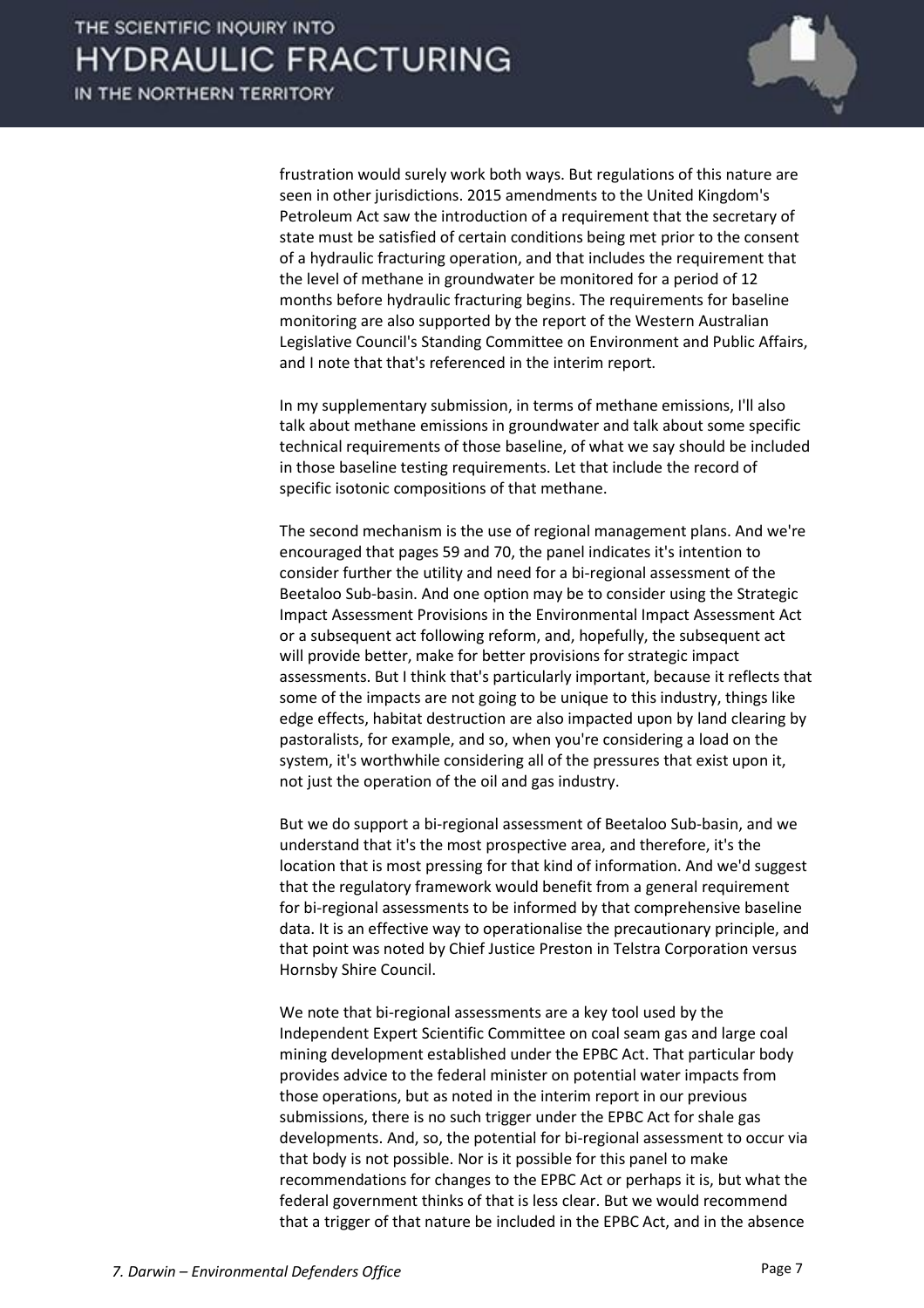frustration would surely work both ways. But regulations of this nature are seen in other jurisdictions. 2015 amendments to the United Kingdom's Petroleum Act saw the introduction of a requirement that the secretary of state must be satisfied of certain conditions being met prior to the consent of a hydraulic fracturing operation, and that includes the requirement that the level of methane in groundwater be monitored for a period of 12 months before hydraulic fracturing begins. The requirements for baseline monitoring are also supported by the report of the Western Australian Legislative Council's Standing Committee on Environment and Public Affairs, and I note that that's referenced in the interim report.

In my supplementary submission, in terms of methane emissions, I'll also talk about methane emissions in groundwater and talk about some specific technical requirements of those baseline, of what we say should be included in those baseline testing requirements. Let that include the record of specific isotonic compositions of that methane.

The second mechanism is the use of regional management plans. And we're encouraged that pages 59 and 70, the panel indicates it's intention to consider further the utility and need for a bi-regional assessment of the Beetaloo Sub-basin. And one option may be to consider using the Strategic Impact Assessment Provisions in the Environmental Impact Assessment Act or a subsequent act following reform, and, hopefully, the subsequent act will provide better, make for better provisions for strategic impact assessments. But I think that's particularly important, because it reflects that some of the impacts are not going to be unique to this industry, things like edge effects, habitat destruction are also impacted upon by land clearing by pastoralists, for example, and so, when you're considering a load on the system, it's worthwhile considering all of the pressures that exist upon it, not just the operation of the oil and gas industry.

But we do support a bi-regional assessment of Beetaloo Sub-basin, and we understand that it's the most prospective area, and therefore, it's the location that is most pressing for that kind of information. And we'd suggest that the regulatory framework would benefit from a general requirement for bi-regional assessments to be informed by that comprehensive baseline data. It is an effective way to operationalise the precautionary principle, and that point was noted by Chief Justice Preston in Telstra Corporation versus Hornsby Shire Council.

We note that bi-regional assessments are a key tool used by the Independent Expert Scientific Committee on coal seam gas and large coal mining development established under the EPBC Act. That particular body provides advice to the federal minister on potential water impacts from those operations, but as noted in the interim report in our previous submissions, there is no such trigger under the EPBC Act for shale gas developments. And, so, the potential for bi-regional assessment to occur via that body is not possible. Nor is it possible for this panel to make recommendations for changes to the EPBC Act or perhaps it is, but what the federal government thinks of that is less clear. But we would recommend that a trigger of that nature be included in the EPBC Act, and in the absence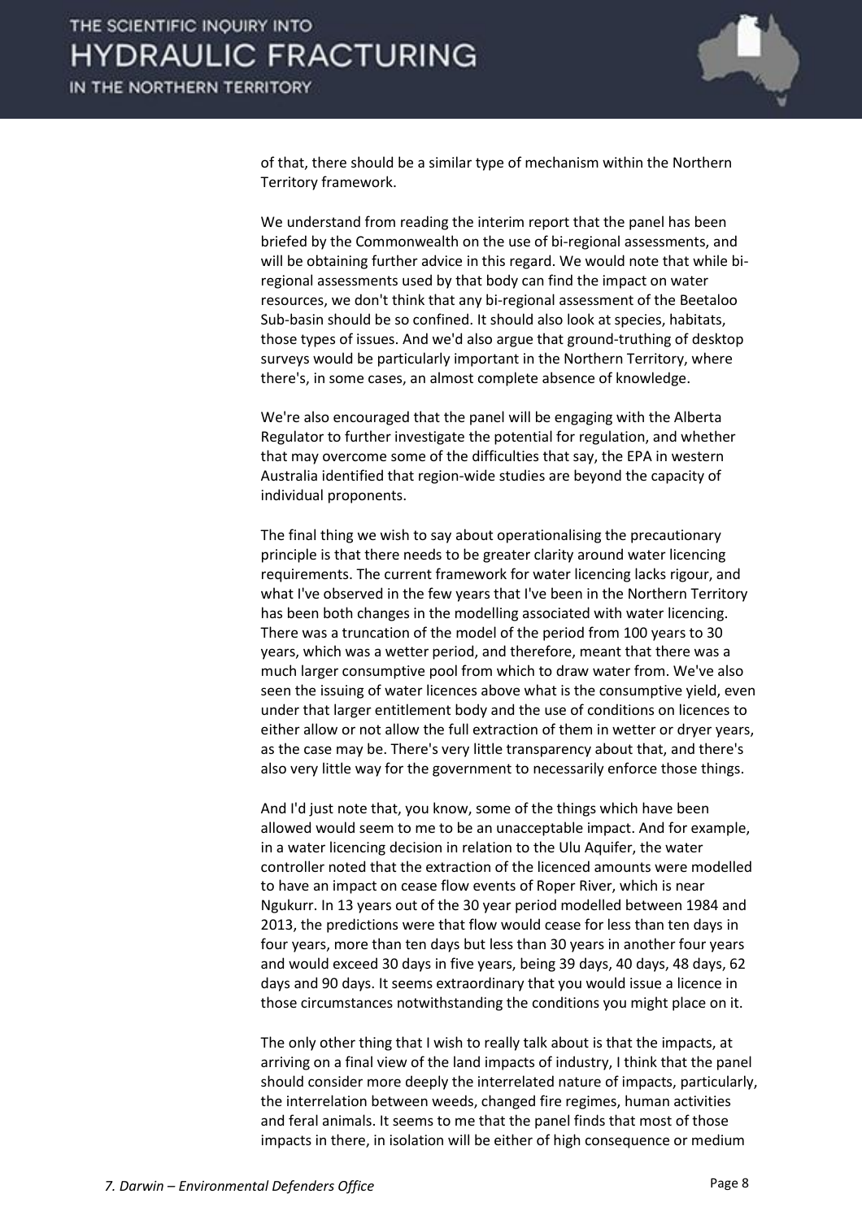of that, there should be a similar type of mechanism within the Northern Territory framework.

We understand from reading the interim report that the panel has been briefed by the Commonwealth on the use of bi-regional assessments, and will be obtaining further advice in this regard. We would note that while bi-regional assessments used by that body can find the impact on water resources, we don't think that any bi-regional assessment of the Beetaloo Sub-basin should be so confined. It should also look at species, habitats, those types of issues. And we'd also argue that ground-truthing of desktop surveys would be particularly important in the Northern Territory, where there's, in some cases, an almost complete absence of knowledge.

We're also encouraged that the panel will be engaging with the Alberta Regulator to further investigate the potential for regulation, and whether that may overcome some of the difficulties that say, the EPA in western Australia identified that region-wide studies are beyond the capacity of individual proponents.

The final thing we wish to say about operationalising the precautionary principle is that there needs to be greater clarity around water licencing requirements. The current framework for water licencing lacks rigour, and what I've observed in the few years that I've been in the Northern Territory has been both changes in the modelling associated with water licencing. There was a truncation of the model of the period from 100 years to 30 years, which was a wetter period, and therefore, meant that there was a much larger consumptive pool from which to draw water from. We've also seen the issuing of water licences above what is the consumptive yield, even under that larger entitlement body and the use of conditions on licences to either allow or not allow the full extraction of them in wetter or dryer years, as the case may be. There's very little transparency about that, and there's also very little way for the government to necessarily enforce those things.

And I'd just note that, you know, some of the things which have been allowed would seem to me to be an unacceptable impact. And for example, in a water licencing decision in relation to the Ulu Aquifer, the water controller noted that the extraction of the licenced amounts were modelled to have an impact on cease flow events of Roper River, which is near Ngukurr. In 13 years out of the 30 year period modelled between 1984 and 2013, the predictions were that flow would cease for less than ten days in four years, more than ten days but less than 30 years in another four years and would exceed 30 days in five years, being 39 days, 40 days, 48 days, 62 days and 90 days. It seems extraordinary that you would issue a licence in those circumstances notwithstanding the conditions you might place on it.

The only other thing that I wish to really talk about is that the impacts, at arriving on a final view of the land impacts of industry, I think that the panel should consider more deeply the interrelated nature of impacts, particularly, the interrelation between weeds, changed fire regimes, human activities and feral animals. It seems to me that the panel finds that most of those impacts in there, in isolation will be either of high consequence or medium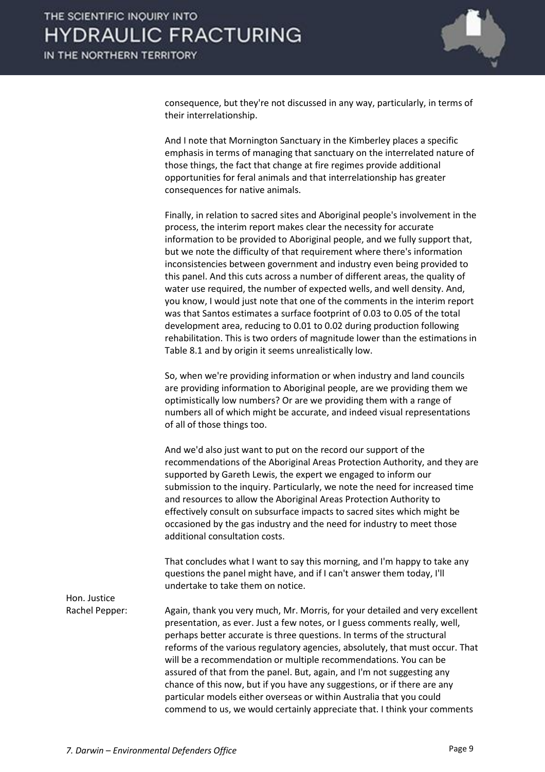consequence, but they're not discussed in any way, particularly, in terms of their interrelationship.

And I note that Mornington Sanctuary in the Kimberley places a specific emphasis in terms of managing that sanctuary on the interrelated nature of those things, the fact that change at fire regimes provide additional opportunities for feral animals and that interrelationship has greater consequences for native animals.

Finally, in relation to sacred sites and Aboriginal people's involvement in the process, the interim report makes clear the necessity for accurate information to be provided to Aboriginal people, and we fully support that, but we note the difficulty of that requirement where there's information inconsistencies between government and industry even being provided to this panel. And this cuts across a number of different areas, the quality of water use required, the number of expected wells, and well density. And, you know, I would just note that one of the comments in the interim report was that Santos estimates a surface footprint of 0.03 to 0.05 of the total development area, reducing to 0.01 to 0.02 during production following rehabilitation. This is two orders of magnitude lower than the estimations in Table 8.1 and by origin it seems unrealistically low.

So, when we're providing information or when industry and land councils are providing information to Aboriginal people, are we providing them we optimistically low numbers? Or are we providing them with a range of numbers all of which might be accurate, and indeed visual representations of all of those things too.

And we'd also just want to put on the record our support of the recommendations of the Aboriginal Areas Protection Authority, and they are supported by Gareth Lewis, the expert we engaged to inform our submission to the inquiry. Particularly, we note the need for increased time and resources to allow the Aboriginal Areas Protection Authority to effectively consult on subsurface impacts to sacred sites which might be occasioned by the gas industry and the need for industry to meet those additional consultation costs.

That concludes what I want to say this morning, and I'm happy to take any questions the panel might have, and if I can't answer them today, I'll undertake to take them on notice.

**Hon. Justice Rachel Pepper:** Again, thank you very much, Mr. Morris, for your detailed and very excellent presentation, as ever. Just a few notes, or I guess comments really, well, perhaps better accurate is three questions. In terms of the structural reforms of the various regulatory agencies, absolutely, that must occur. That will be a recommendation or multiple recommendations. You can be assured of that from the panel. But, again, and I'm not suggesting any chance of this now, but if you have any suggestions, or if there are any particular models either overseas or within Australia that you could commend to us, we would certainly appreciate that. I think your comments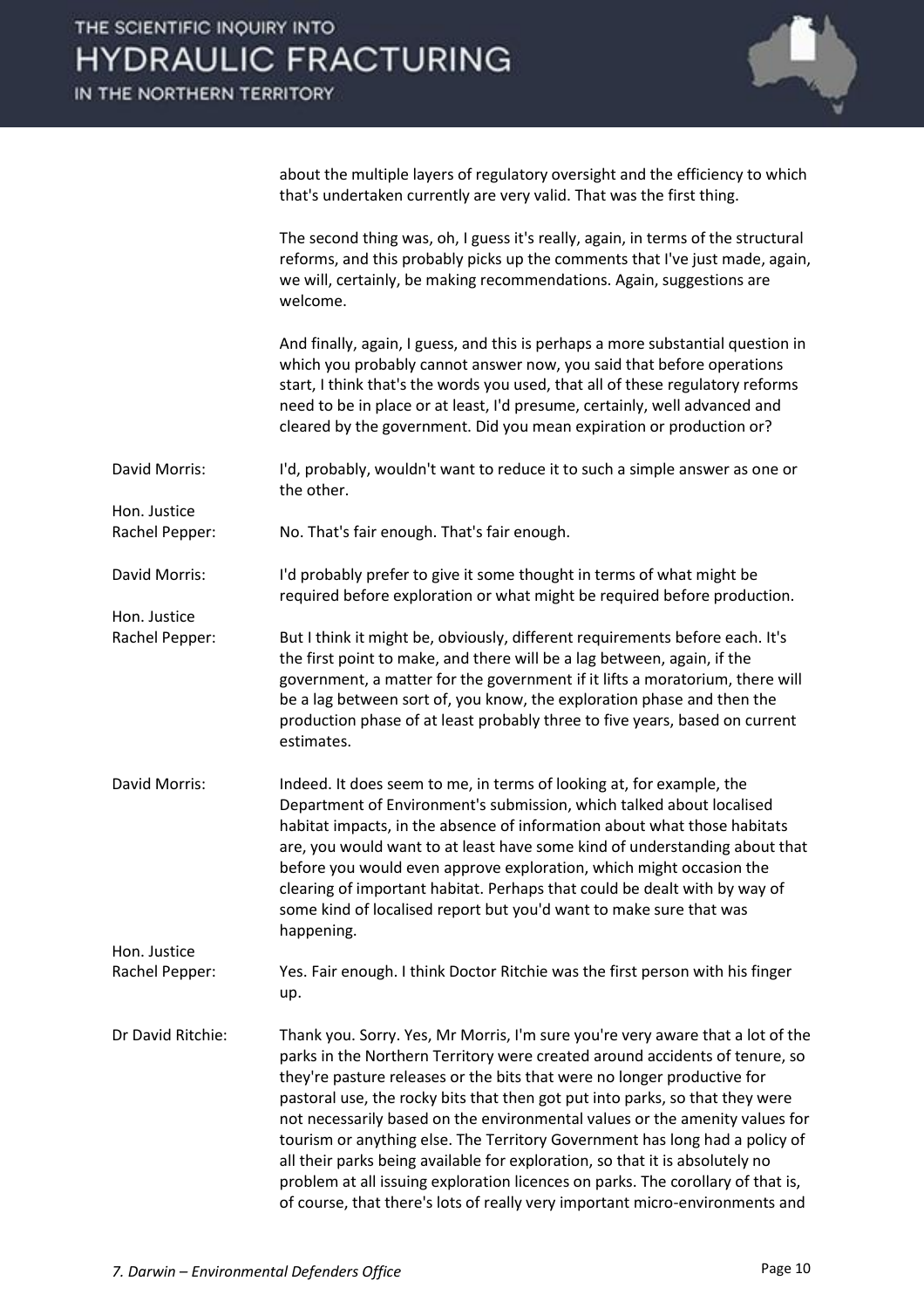about the multiple layers of regulatory oversight and the efficiency to which that's undertaken currently are very valid. That was the first thing.

The second thing was, oh, I guess it's really, again, in terms of the structural reforms, and this probably picks up the comments that I've just made, again, we will, certainly, be making recommendations. Again, suggestions are welcome.

And finally, again, I guess, and this is perhaps a more substantial question in which you probably cannot answer now, you said that before operations start, I think that's the words you used, that all of these regulatory reforms need to be in place or at least, I'd presume, certainly, well advanced and cleared by the government. Did you mean expiration or production or?

**David Morris:** I'd, probably, wouldn't want to reduce it to such a simple answer as one or the other.

**Hon. Justice Rachel Pepper:** No. That's fair enough. That's fair enough.

**David Morris:** I'd probably prefer to give it some thought in terms of what might be required before exploration or what might be required before production.

**Hon. Justice Rachel Pepper:** But I think it might be, obviously, different requirements before each. It's the first point to make, and there will be a lag between, again, if the government, a matter for the government if it lifts a moratorium, there will be a lag between sort of, you know, the exploration phase and then the production phase of at least probably three to five years, based on current estimates.

**David Morris:** Indeed. It does seem to me, in terms of looking at, for example, the Department of Environment's submission, which talked about localised habitat impacts, in the absence of information about what those habitats are, you would want to at least have some kind of understanding about that before you would even approve exploration, which might occasion the clearing of important habitat. Perhaps that could be dealt with by way of some kind of localised report but you'd want to make sure that was happening.

**Hon. Justice Rachel Pepper:** Yes. Fair enough. I think Doctor Ritchie was the first person with his finger up.

**Dr David Ritchie:** Thank you. Sorry. Yes, Mr Morris, I'm sure you're very aware that a lot of the parks in the Northern Territory were created around accidents of tenure, so they're pasture releases or the bits that were no longer productive for pastoral use, the rocky bits that then got put into parks, so that they were not necessarily based on the environmental values or the amenity values for tourism or anything else. The Territory Government has long had a policy of all their parks being available for exploration, so that it is absolutely no problem at all issuing exploration licences on parks. The corollary of that is, of course, that there's lots of really very important micro-environments and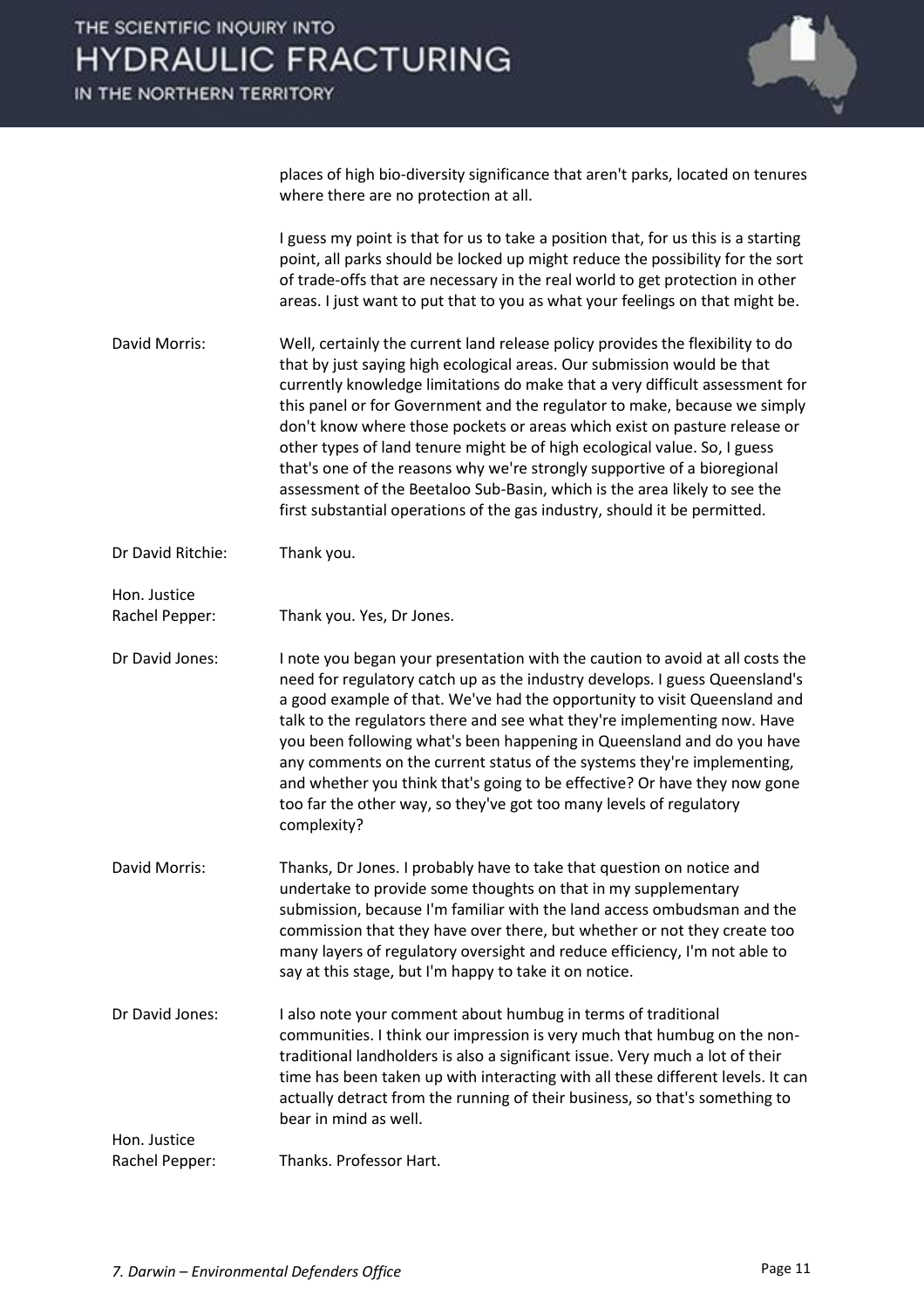places of high bio-diversity significance that aren't parks, located on tenures where there are no protection at all.

I guess my point is that for us to take a position that, for us this is a starting point, all parks should be locked up might reduce the possibility for the sort of trade-offs that are necessary in the real world to get protection in other areas. I just want to put that to you as what your feelings on that might be.

David Morris: Well, certainly the current land release policy provides the flexibility to do that by just saying high ecological areas. Our submission would be that currently knowledge limitations do make that a very difficult assessment for this panel or for Government and the regulator to make, because we simply don't know where those pockets or areas which exist on pasture release or other types of land tenure might be of high ecological value. So, I guess that's one of the reasons why we're strongly supportive of a bioregional assessment of the Beetaloo Sub-Basin, which is the area likely to see the first substantial operations of the gas industry, should it be permitted.

Dr David Ritchie: Thank you.

Hon. Justice Rachel Pepper: Thank you. Yes, Dr Jones.

Dr David Jones: I note you began your presentation with the caution to avoid at all costs the need for regulatory catch up as the industry develops. I guess Queensland's a good example of that. We've had the opportunity to visit Queensland and talk to the regulators there and see what they're implementing now. Have you been following what's been happening in Queensland and do you have any comments on the current status of the systems they're implementing, and whether you think that's going to be effective? Or have they now gone too far the other way, so they've got too many levels of regulatory complexity?

David Morris: Thanks, Dr Jones. I probably have to take that question on notice and undertake to provide some thoughts on that in my supplementary submission, because I'm familiar with the land access ombudsman and the commission that they have over there, but whether or not they create too many layers of regulatory oversight and reduce efficiency, I'm not able to say at this stage, but I'm happy to take it on notice.

Dr David Jones: I also note your comment about humbug in terms of traditional communities. I think our impression is very much that humbug on the non-traditional landholders is also a significant issue. Very much a lot of their time has been taken up with interacting with all these different levels. It can actually detract from the running of their business, so that's something to bear in mind as well.

Hon. Justice Rachel Pepper: Thanks. Professor Hart.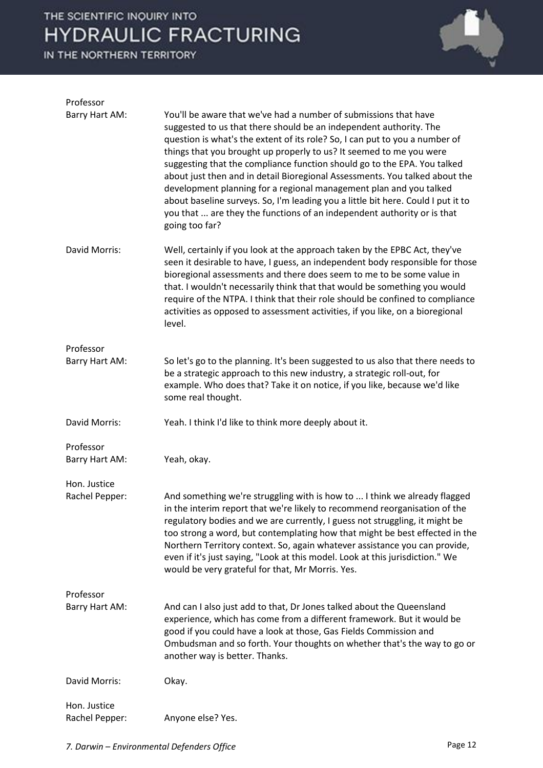**Professor Barry Hart AM:** You'll be aware that we've had a number of submissions that have suggested to us that there should be an independent authority. The question is what's the extent of its role? So, I can put to you a number of things that you brought up properly to us? It seemed to me you were suggesting that the compliance function should go to the EPA. You talked about just then and in detail Bioregional Assessments. You talked about the development planning for a regional management plan and you talked about baseline surveys. So, I'm leading you a little bit here. Could I put it to you that ... are they the functions of an independent authority or is that going too far?

**David Morris:** Well, certainly if you look at the approach taken by the EPBC Act, they've seen it desirable to have, I guess, an independent body responsible for those bioregional assessments and there does seem to me to be some value in that. I wouldn't necessarily think that that would be something you would require of the NTPA. I think that their role should be confined to compliance activities as opposed to assessment activities, if you like, on a bioregional level.

**Professor Barry Hart AM:** So let's go to the planning. It's been suggested to us also that there needs to be a strategic approach to this new industry, a strategic roll-out, for example. Who does that? Take it on notice, if you like, because we'd like some real thought.

**David Morris:** Yeah. I think I'd like to think more deeply about it.

**Professor Barry Hart AM:** Yeah, okay.

**Hon. Justice Rachel Pepper:** And something we're struggling with is how to ... I think we already flagged in the interim report that we're likely to recommend reorganisation of the regulatory bodies and we are currently, I guess not struggling, it might be too strong a word, but contemplating how that might be best effected in the Northern Territory context. So, again whatever assistance you can provide, even if it's just saying, "Look at this model. Look at this jurisdiction." We would be very grateful for that, Mr Morris. Yes.

**Professor Barry Hart AM:** And can I also just add to that, Dr Jones talked about the Queensland experience, which has come from a different framework. But it would be good if you could have a look at those, Gas Fields Commission and Ombudsman and so forth. Your thoughts on whether that's the way to go or another way is better. Thanks.

**David Morris:** Okay.

**Hon. Justice Rachel Pepper:** Anyone else? Yes.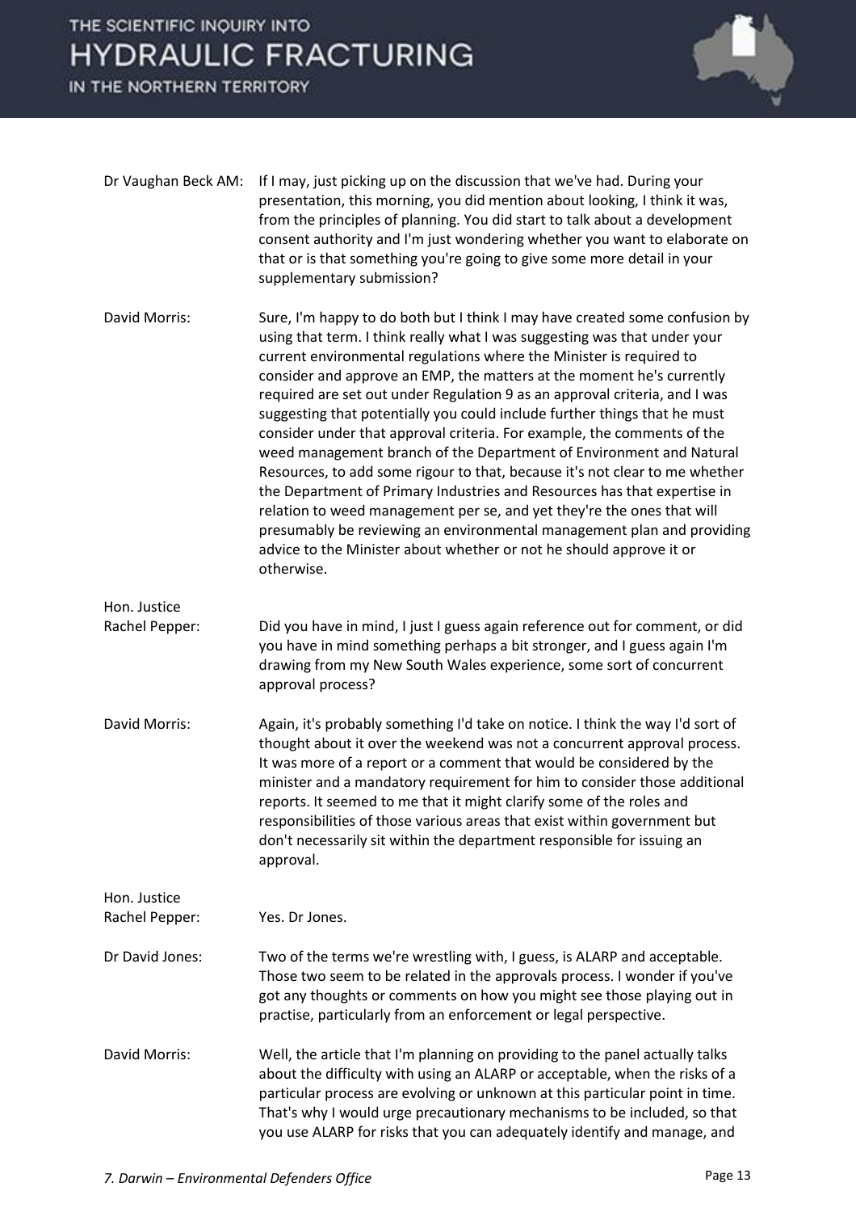Dr Vaughan Beck AM: If I may, just picking up on the discussion that we've had. During your presentation, this morning, you did mention about looking, I think it was, from the principles of planning. You did start to talk about a development consent authority and I'm just wondering whether you want to elaborate on that or is that something you're going to give some more detail in your supplementary submission?

David Morris: Sure, I'm happy to do both but I think I may have created some confusion by using that term. I think really what I was suggesting was that under your current environmental regulations where the Minister is required to consider and approve an EMP, the matters at the moment he's currently required are set out under Regulation 9 as an approval criteria, and I was suggesting that potentially you could include further things that he must consider under that approval criteria. For example, the comments of the weed management branch of the Department of Environment and Natural Resources, to add some rigour to that, because it's not clear to me whether the Department of Primary Industries and Resources has that expertise in relation to weed management per se, and yet they're the ones that will presumably be reviewing an environmental management plan and providing advice to the Minister about whether or not he should approve it or otherwise.

Hon. Justice Rachel Pepper: Did you have in mind, I just I guess again reference out for comment, or did you have in mind something perhaps a bit stronger, and I guess again I'm drawing from my New South Wales experience, some sort of concurrent approval process?

David Morris: Again, it's probably something I'd take on notice. I think the way I'd sort of thought about it over the weekend was not a concurrent approval process. It was more of a report or a comment that would be considered by the minister and a mandatory requirement for him to consider those additional reports. It seemed to me that it might clarify some of the roles and responsibilities of those various areas that exist within government but don't necessarily sit within the department responsible for issuing an approval.

Hon. Justice Rachel Pepper: Yes. Dr Jones.

Dr David Jones: Two of the terms we're wrestling with, I guess, is ALARP and acceptable. Those two seem to be related in the approvals process. I wonder if you've got any thoughts or comments on how you might see those playing out in practise, particularly from an enforcement or legal perspective.

David Morris: Well, the article that I'm planning on providing to the panel actually talks about the difficulty with using an ALARP or acceptable, when the risks of a particular process are evolving or unknown at this particular point in time. That's why I would urge precautionary mechanisms to be included, so that you use ALARP for risks that you can adequately identify and manage, and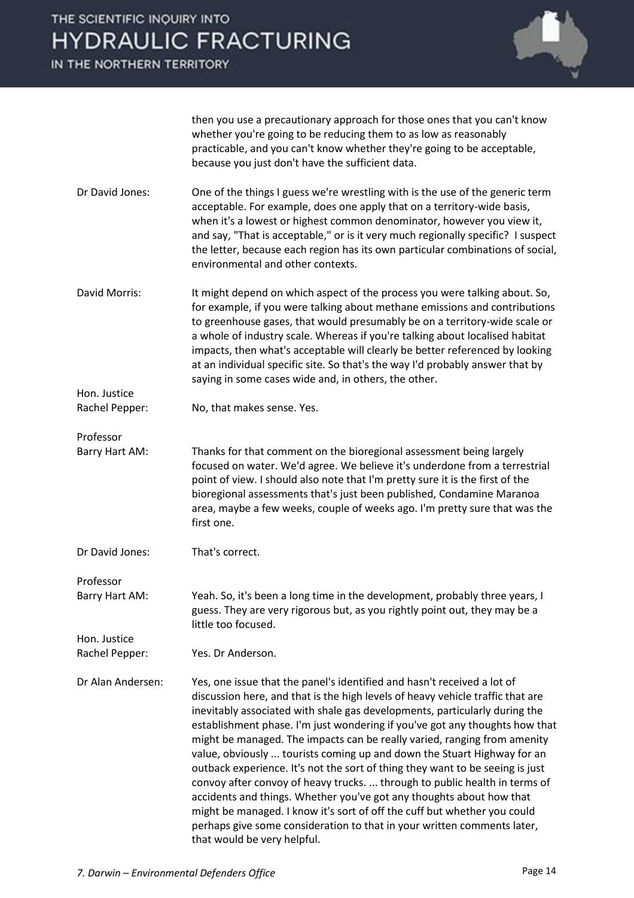then you use a precautionary approach for those ones that you can't know whether you're going to be reducing them to as low as reasonably practicable, and you can't know whether they're going to be acceptable, because you just don't have the sufficient data.

**Dr David Jones:** One of the things I guess we're wrestling with is the use of the generic term acceptable. For example, does one apply that on a territory-wide basis, when it's a lowest or highest common denominator, however you view it, and say, "That is acceptable," or is it very much regionally specific? I suspect the letter, because each region has its own particular combinations of social, environmental and other contexts.

**David Morris:** It might depend on which aspect of the process you were talking about. So, for example, if you were talking about methane emissions and contributions to greenhouse gases, that would presumably be on a territory-wide scale or a whole of industry scale. Whereas if you're talking about localised habitat impacts, then what's acceptable will clearly be better referenced by looking at an individual specific site. So that's the way I'd probably answer that by saying in some cases wide and, in others, the other.

**Hon. Justice Rachel Pepper:** No, that makes sense. Yes.

**Professor Barry Hart AM:** Thanks for that comment on the bioregional assessment being largely focused on water. We'd agree. We believe it's underdone from a terrestrial point of view. I should also note that I'm pretty sure it is the first of the bioregional assessments that's just been published, Condamine Maranoa area, maybe a few weeks, couple of weeks ago. I'm pretty sure that was the first one.

**Dr David Jones:** That's correct.

**Professor Barry Hart AM:** Yeah. So, it's been a long time in the development, probably three years, I guess. They are very rigorous but, as you rightly point out, they may be a little too focused.

**Hon. Justice Rachel Pepper:** Yes. Dr Anderson.

**Dr Alan Andersen:** Yes, one issue that the panel's identified and hasn't received a lot of discussion here, and that is the high levels of heavy vehicle traffic that are inevitably associated with shale gas developments, particularly during the establishment phase. I'm just wondering if you've got any thoughts how that might be managed. The impacts can be really varied, ranging from amenity value, obviously ... tourists coming up and down the Stuart Highway for an outback experience. It's not the sort of thing they want to be seeing is just convoy after convoy of heavy trucks. ... through to public health in terms of accidents and things. Whether you've got any thoughts about how that might be managed. I know it's sort of off the cuff but whether you could perhaps give some consideration to that in your written comments later, that would be very helpful.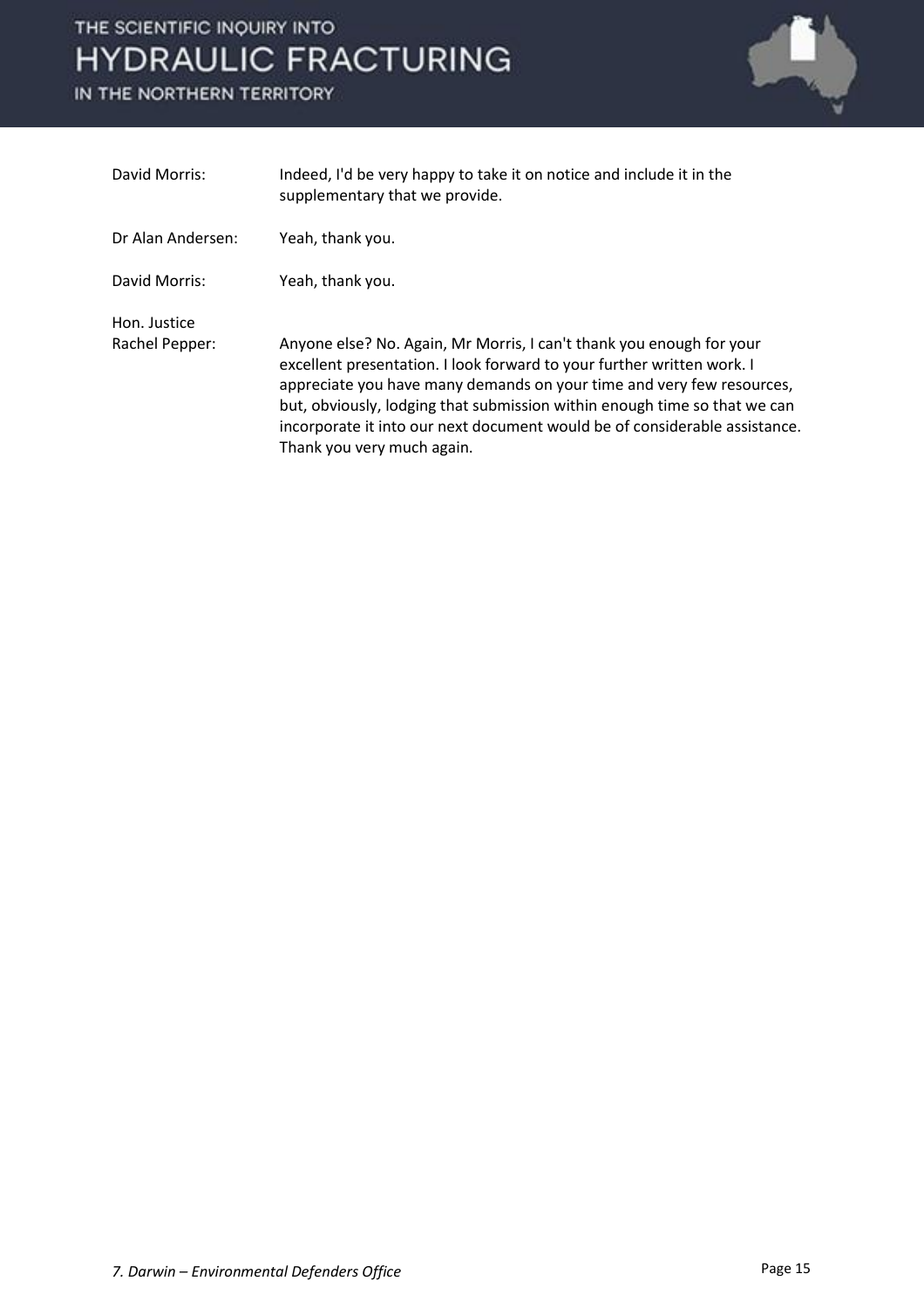David Morris: Indeed, I'd be very happy to take it on notice and include it in the supplementary that we provide.

Dr Alan Andersen: Yeah, thank you.

David Morris: Yeah, thank you.

Hon. Justice Rachel Pepper: Anyone else? No. Again, Mr Morris, I can't thank you enough for your excellent presentation. I look forward to your further written work. I appreciate you have many demands on your time and very few resources, but, obviously, lodging that submission within enough time so that we can incorporate it into our next document would be of considerable assistance. Thank you very much again.